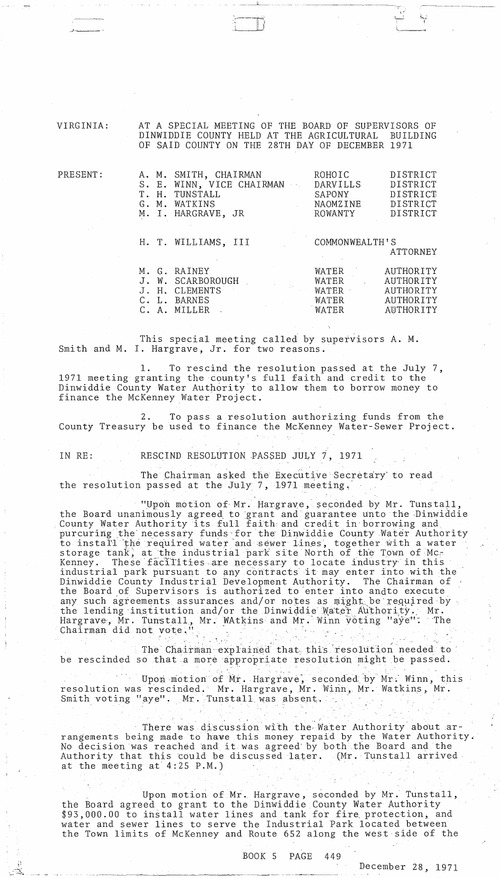VIRGINIA: AT A SPECIAL MEETING OF THE BOARD OF SUPERVISORS OF DINWIDDIE COUNTY HELD AT THE AGRICULTURAL BUILDING OF SAID COUNTY ON THE 28TH DAY OF DECEMBER 1971

| PRESENT: | | |
|---|---|---|
| | A. M. SMITH, CHAIRMAN | ROHOIC DISTRICT |
| | S. E. WINN, VICE CHAIRMAN | DARVILLS DISTRICT |
| | T. H. TUNSTALL | SAPONY DISTRICT |
| | G. M. WATKINS | NAOMZINE DISTRICT |
| | M. I. HARGRAVE, JR | ROWANTY DISTRICT |
| | H. T. WILLIAMS, III | COMMONWEALTH'S ATTORNEY |
| | M. G. RAINEY | WATER AUTHORITY |
| | J. W. SCARBOROUGH | WATER AUTHORITY |
| | J. H. CLEMENTS | WATER AUTHORITY |
| | C. L. BARNES | WATER AUTHORITY |
| | C. A. MILLER | WATER AUTHORITY |

This special meeting called by supervisors A. M. Smith and M. I. Hargrave, Jr. for two reasons.

1. To rescind the resolution passed at the July 7, 1971 meeting granting the county's full faith and credit to the Dinwiddie County Water Authority to allow them to borrow money to finance the McKenney Water Project.

2. To pass a resolution authorizing funds from the County Treasury be used to finance the McKenney Water-Sewer Project.

IN RE: RESCIND RESOLUTION PASSED JULY 7, 1971

The Chairman asked the Executive Secretary to read the resolution passed at the July 7, 1971 meeting.

"Upon motion of Mr. Hargrave, seconded by Mr. Tunstall, the Board unanimously agreed to grant and guarantee unto the Dinwiddie County Water Authority its full faith and credit in borrowing and purcuring the necessary funds for the Dinwiddie County Water Authority to install the required water and sewer lines, together with a water storage tank, at the industrial park site North of the Town of McKenney. These facilities are necessary to locate industry in this industrial park pursuant to any contracts it may enter into with the Dinwiddie County Industrial Development Authority. The Chairman of the Board of Supervisors is authorized to enter into andto execute any such agreements assurances and/or notes as might be required by the lending institution and/or the Dinwiddie Water Authority. Mr. Hargrave, Mr. Tunstall, Mr. WAtkins and Mr. Winn voting "aye". The Chairman did not vote."

The Chairman explained that this resolution needed to be rescinded so that a more appropriate resolution might be passed.

Upon motion of Mr. Hargrave, seconded by Mr. Winn, this resolution was rescinded. Mr. Hargrave, Mr. Winn, Mr. Watkins, Mr. Smith voting "aye". Mr. Tunstall was absent.

There was discussion with the Water Authority about arrangements being made to have this money repaid by the Water Authority. No decision was reached and it was agreed by both the Board and the Authority that this could be discussed later. (Mr. Tunstall arrived at the meeting at 4:25 P.M.)

Upon motion of Mr. Hargrave, seconded by Mr. Tunstall, the Board agreed to grant to the Dinwiddie County Water Authority $93,000.00 to install water lines and tank for fire protection, and water and sewer lines to serve the Industrial Park located between the Town limits of McKenney and Route 652 along the west side of the

BOOK 5 PAGE 449

December 28, 1971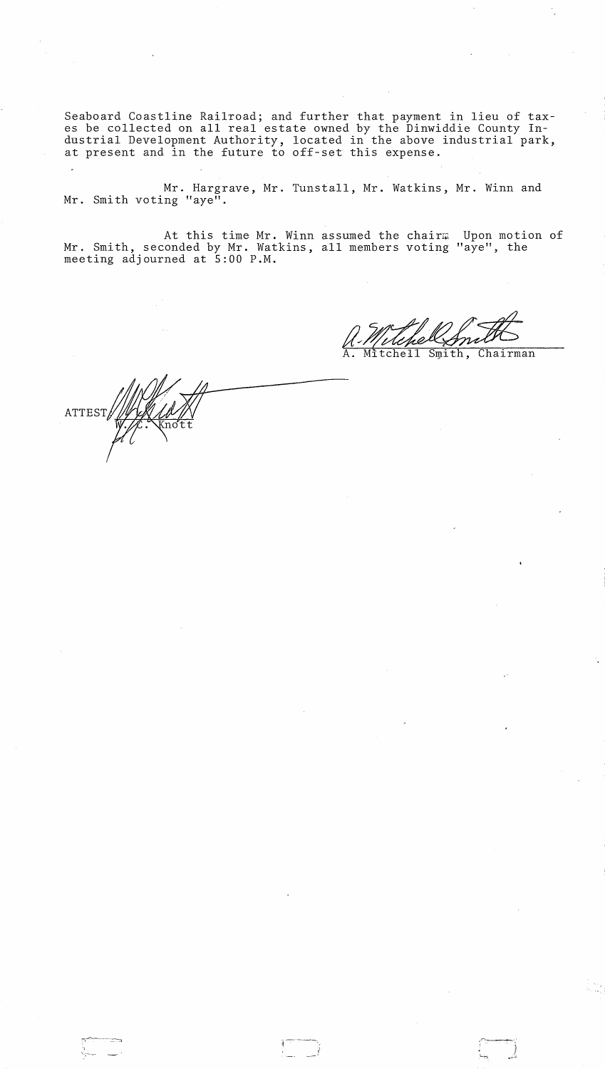Seaboard Coastline Railroad; and further that payment in lieu of taxes be collected on all real estate owned by the Dinwiddie County Industrial Development Authority, located in the above industrial park, at present and in the future to off-set this expense.

Mr. Hargrave, Mr. Tunstall, Mr. Watkins, Mr. Winn and Mr. Smith voting "aye".

At this time Mr. Winn assumed the chair. Upon motion of Mr. Smith, seconded by Mr. Watkins, all members voting "aye", the meeting adjourned at 5:00 P.M.

A. Mitchell Smith, Chairman

ATTEST W. C. Knott